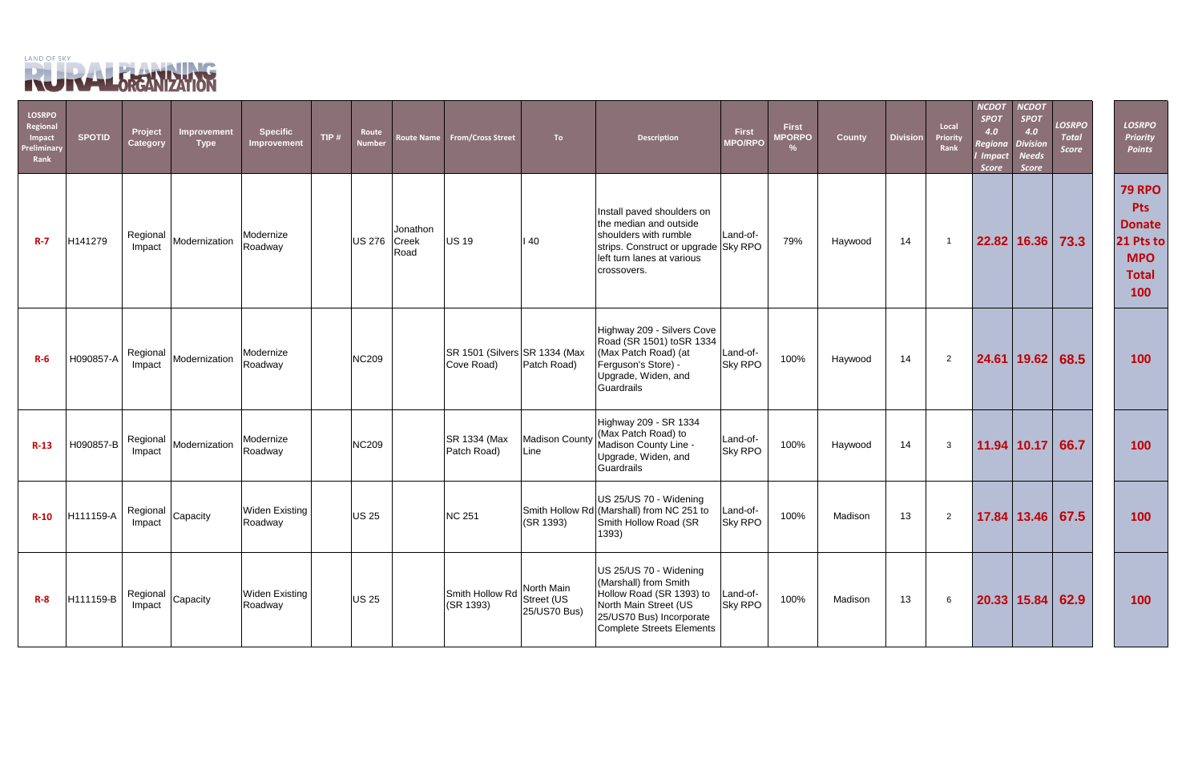LAND OF SKY RURAL PLANNING ORGANIZATION

| LOSRPO Regional Impact Preliminary Rank | SPOTID | Project Category | Improvement Type | Specific Improvement | TIP # | Route Number | Route Name | From/Cross Street | To | Description | First MPO/RPO | First MPORPO % | County | Division | Local Priority Rank | NCDOT SPOT 4.0 Regional Impact Score | NCDOT SPOT 4.0 Division Needs Score | LOSRPO Total Score | LOSRPO Priority Points |
|---|---|---|---|---|---|---|---|---|---|---|---|---|---|---|---|---|---|---|---|
| R-7 | H141279 | Regional Impact | Modernization | Modernize Roadway | | US 276 | Jonathon Creek Road | US 19 | I 40 | Install paved shoulders on the median and outside shoulders with rumble strips. Construct or upgrade left turn lanes at various crossovers. | Land-of-Sky RPO | 79% | Haywood | 14 | 1 | 22.82 | 16.36 | 73.3 | 79 RPO Pts Donate 21 Pts to MPO Total 100 |
| R-6 | H090857-A | Regional Impact | Modernization | Modernize Roadway | | NC209 | | SR 1501 (Silvers Cove Road) | SR 1334 (Max Patch Road) | Highway 209 - Silvers Cove Road (SR 1501) toSR 1334 (Max Patch Road) (at Ferguson's Store) - Upgrade, Widen, and Guardrails | Land-of-Sky RPO | 100% | Haywood | 14 | 2 | 24.61 | 19.62 | 68.5 | 100 |
| R-13 | H090857-B | Regional Impact | Modernization | Modernize Roadway | | NC209 | | SR 1334 (Max Patch Road) | Madison County Line | Highway 209 - SR 1334 (Max Patch Road) to Madison County Line - Upgrade, Widen, and Guardrails | Land-of-Sky RPO | 100% | Haywood | 14 | 3 | 11.94 | 10.17 | 66.7 | 100 |
| R-10 | H111159-A | Regional Impact | Capacity | Widen Existing Roadway | | US 25 | | NC 251 | Smith Hollow Rd (SR 1393) | US 25/US 70 - Widening (Marshall) from NC 251 to Smith Hollow Road (SR 1393) | Land-of-Sky RPO | 100% | Madison | 13 | 2 | 17.84 | 13.46 | 67.5 | 100 |
| R-8 | H111159-B | Regional Impact | Capacity | Widen Existing Roadway | | US 25 | | Smith Hollow Rd (SR 1393) | North Main Street (US 25/US70 Bus) | US 25/US 70 - Widening (Marshall) from Smith Hollow Road (SR 1393) to North Main Street (US 25/US70 Bus) Incorporate Complete Streets Elements | Land-of-Sky RPO | 100% | Madison | 13 | 6 | 20.33 | 15.84 | 62.9 | 100 |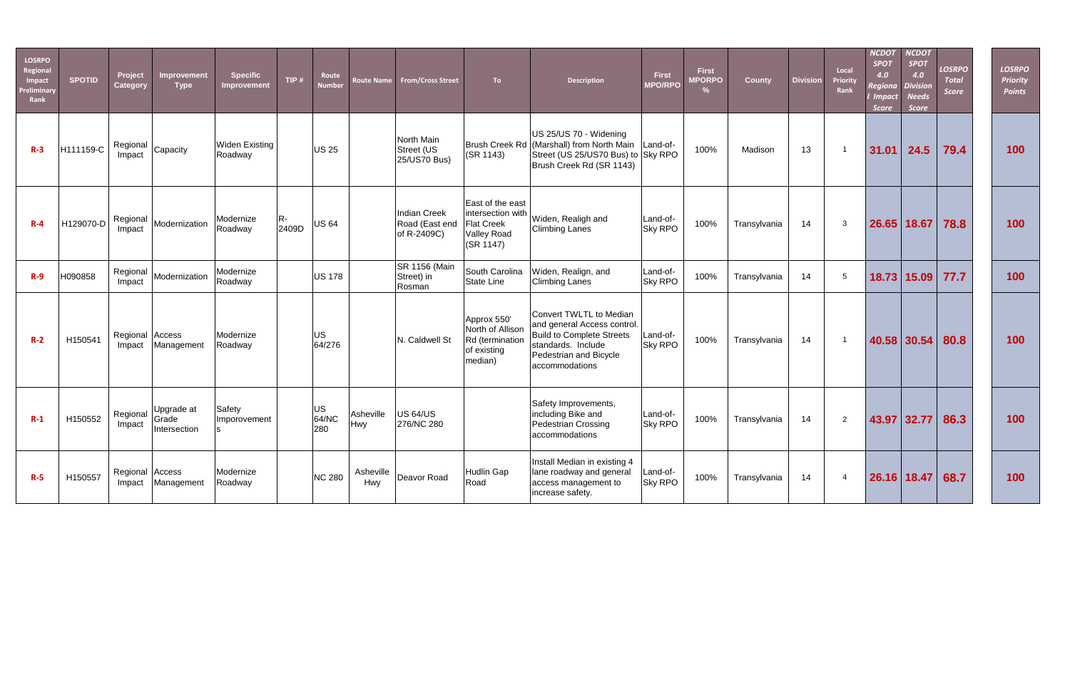| LOSRPO Regional Impact Preliminary Rank | SPOTID | Project Category | Improvement Type | Specific Improvement | TIP # | Route Number | Route Name | From/Cross Street | To | Description | First MPO/RPO | First MPORPO % | County | Division | Local Priority Rank | NCDOT SPOT 4.0 Regional Impact Score | NCDOT SPOT 4.0 Division Needs Score | LOSRPO Total Score | LOSRPO Priority Points |
|---|---|---|---|---|---|---|---|---|---|---|---|---|---|---|---|---|---|---|---|
| R-3 | H111159-C | Regional Impact | Capacity | Widen Existing Roadway | | US 25 | | North Main Street (US 25/US70 Bus) | Brush Creek Rd (SR 1143) | US 25/US 70 - Widening (Marshall) from North Main Street (US 25/US70 Bus) to Brush Creek Rd (SR 1143) | Land-of-Sky RPO | 100% | Madison | 13 | 1 | 31.01 | 24.5 | 79.4 | 100 |
| R-4 | H129070-D | Regional Impact | Modernization | Modernize Roadway | R-2409D | US 64 | | Indian Creek Road (East end of R-2409C) | East of the east intersection with Flat Creek Valley Road (SR 1147) | Widen, Realigh and Climbing Lanes | Land-of-Sky RPO | 100% | Transylvania | 14 | 3 | 26.65 | 18.67 | 78.8 | 100 |
| R-9 | H090858 | Regional Impact | Modernization | Modernize Roadway | | US 178 | | SR 1156 (Main Street) in Rosman | South Carolina State Line | Widen, Realign, and Climbing Lanes | Land-of-Sky RPO | 100% | Transylvania | 14 | 5 | 18.73 | 15.09 | 77.7 | 100 |
| R-2 | H150541 | Regional Impact | Access Management | Modernize Roadway | | US 64/276 | | N. Caldwell St | Approx 550' North of Allison Rd (termination of existing median) | Convert TWLTL to Median and general Access control. Build to Complete Streets standards. Include Pedestrian and Bicycle accommodations | Land-of-Sky RPO | 100% | Transylvania | 14 | 1 | 40.58 | 30.54 | 80.8 | 100 |
| R-1 | H150552 | Regional Impact | Upgrade at Grade Intersection | Safety Imporovements | | US 64/NC 280 | Asheville Hwy | US 64/US 276/NC 280 | | Safety Improvements, including Bike and Pedestrian Crossing accommodations | Land-of-Sky RPO | 100% | Transylvania | 14 | 2 | 43.97 | 32.77 | 86.3 | 100 |
| R-5 | H150557 | Regional Impact | Access Management | Modernize Roadway | | NC 280 | Asheville Hwy | Deavor Road | Hudlin Gap Road | Install Median in existing 4 lane roadway and general access management to increase safety. | Land-of-Sky RPO | 100% | Transylvania | 14 | 4 | 26.16 | 18.47 | 68.7 | 100 |